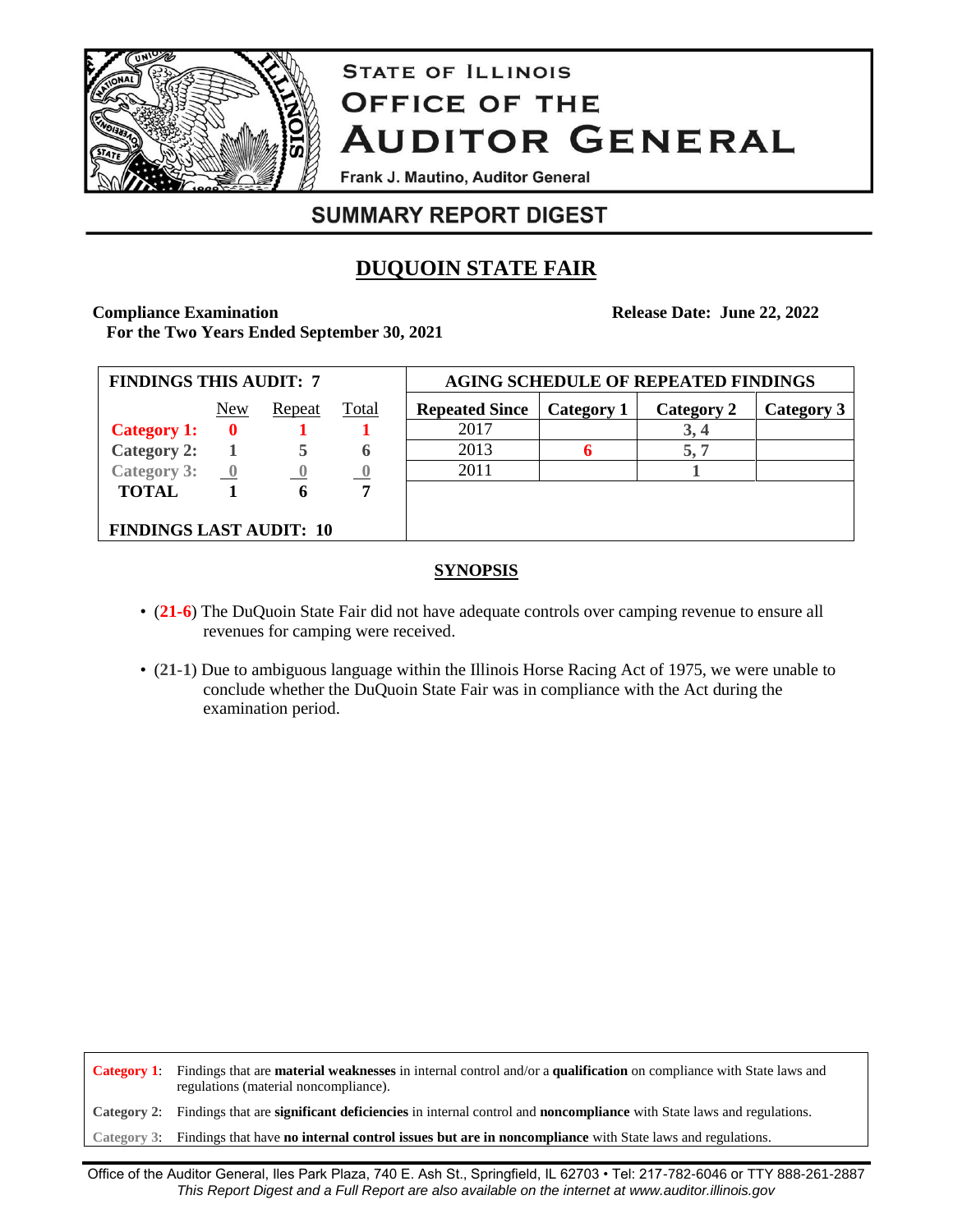# STATE OF ILLINOIS
# OFFICE OF THE AUDITOR GENERAL

Frank J. Mautino, Auditor General

## SUMMARY REPORT DIGEST

## DUQUOIN STATE FAIR

**Compliance Examination**
**For the Two Years Ended September 30, 2021**

**Release Date: June 22, 2022**

| FINDINGS THIS AUDIT: 7 | New | Repeat | Total |
|---|---|---|---|
| **Category 1:** | 0 | 1 | 1 |
| **Category 2:** | 1 | 5 | 6 |
| **Category 3:** | 0 | 0 | 0 |
| **TOTAL** | 1 | 6 | 7 |

**FINDINGS LAST AUDIT: 10**

| AGING SCHEDULE OF REPEATED FINDINGS | | | |
|---|---|---|---|
| **Repeated Since** | **Category 1** | **Category 2** | **Category 3** |
| 2017 | | 3, 4 | |
| 2013 | 6 | 5, 7 | |
| 2011 | | 1 | |

### SYNOPSIS

- (**21-6**) The DuQuoin State Fair did not have adequate controls over camping revenue to ensure all revenues for camping were received.
- (**21-1**) Due to ambiguous language within the Illinois Horse Racing Act of 1975, we were unable to conclude whether the DuQuoin State Fair was in compliance with the Act during the examination period.

**Category 1**: Findings that are **material weaknesses** in internal control and/or a **qualification** on compliance with State laws and regulations (material noncompliance).

**Category 2**: Findings that are **significant deficiencies** in internal control and **noncompliance** with State laws and regulations.

**Category 3**: Findings that have **no internal control issues but are in noncompliance** with State laws and regulations.

Office of the Auditor General, Iles Park Plaza, 740 E. Ash St., Springfield, IL 62703 • Tel: 217-782-6046 or TTY 888-261-2887
*This Report Digest and a Full Report are also available on the internet at www.auditor.illinois.gov*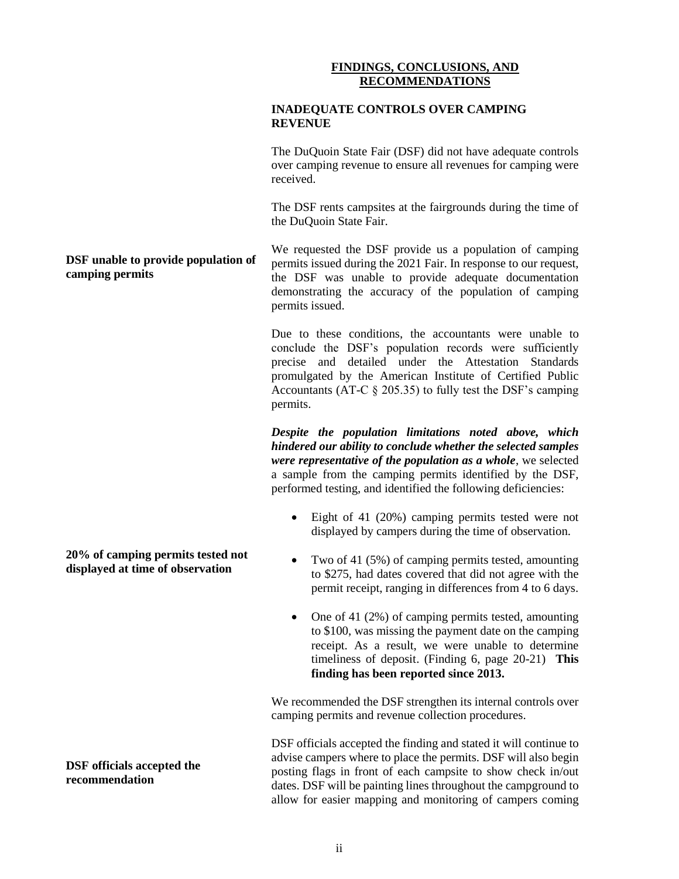## FINDINGS, CONCLUSIONS, AND RECOMMENDATIONS

### INADEQUATE CONTROLS OVER CAMPING REVENUE

The DuQuoin State Fair (DSF) did not have adequate controls over camping revenue to ensure all revenues for camping were received.

The DSF rents campsites at the fairgrounds during the time of the DuQuoin State Fair.

**DSF unable to provide population of camping permits**

We requested the DSF provide us a population of camping permits issued during the 2021 Fair. In response to our request, the DSF was unable to provide adequate documentation demonstrating the accuracy of the population of camping permits issued.

Due to these conditions, the accountants were unable to conclude the DSF's population records were sufficiently precise and detailed under the Attestation Standards promulgated by the American Institute of Certified Public Accountants (AT-C § 205.35) to fully test the DSF's camping permits.

***Despite the population limitations noted above, which hindered our ability to conclude whether the selected samples were representative of the population as a whole***, we selected a sample from the camping permits identified by the DSF, performed testing, and identified the following deficiencies:

**20% of camping permits tested not displayed at time of observation**

- Eight of 41 (20%) camping permits tested were not displayed by campers during the time of observation.
- Two of 41 (5%) of camping permits tested, amounting to $275, had dates covered that did not agree with the permit receipt, ranging in differences from 4 to 6 days.
- One of 41 (2%) of camping permits tested, amounting to $100, was missing the payment date on the camping receipt. As a result, we were unable to determine timeliness of deposit. (Finding 6, page 20-21) **This finding has been reported since 2013.**

We recommended the DSF strengthen its internal controls over camping permits and revenue collection procedures.

**DSF officials accepted the recommendation**

DSF officials accepted the finding and stated it will continue to advise campers where to place the permits. DSF will also begin posting flags in front of each campsite to show check in/out dates. DSF will be painting lines throughout the campground to allow for easier mapping and monitoring of campers coming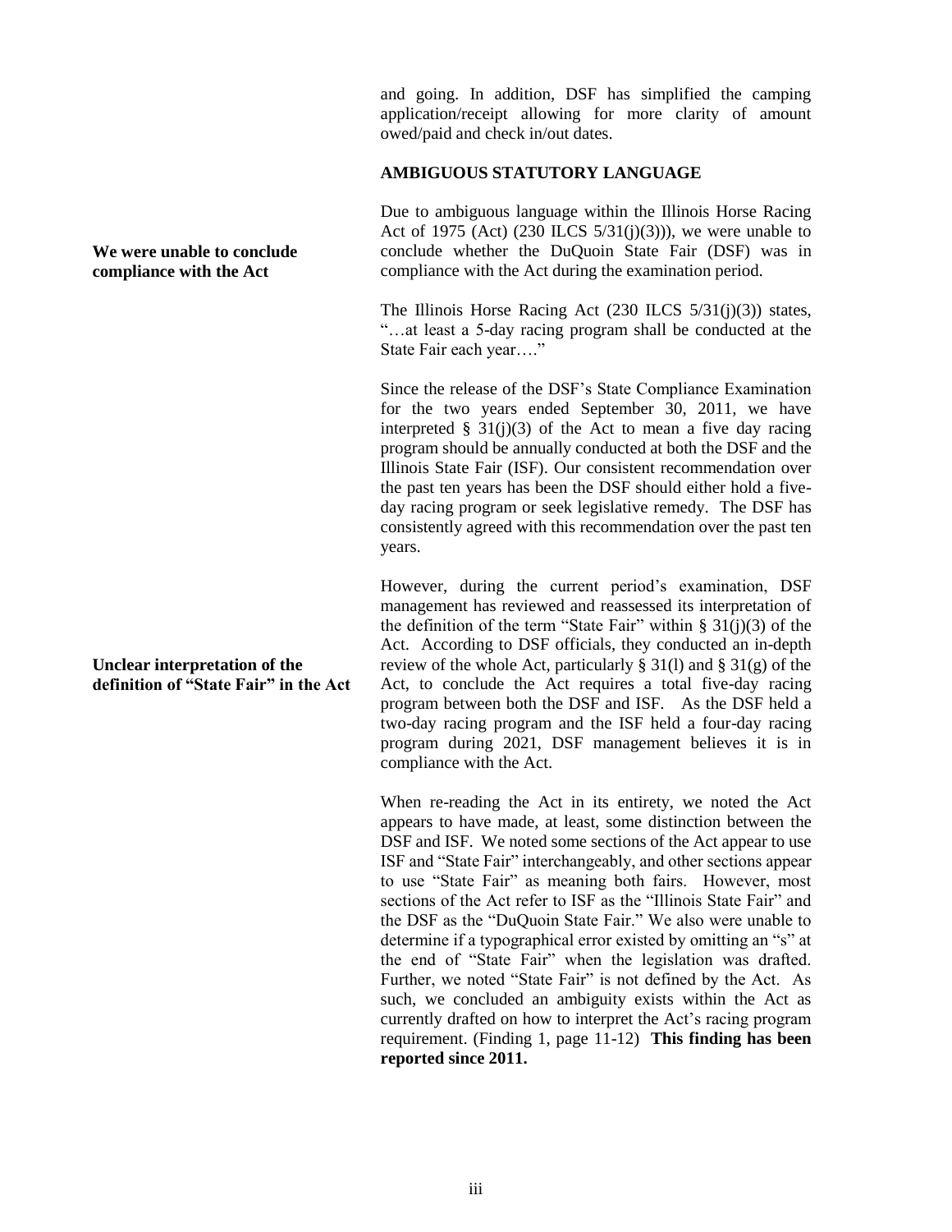and going. In addition, DSF has simplified the camping application/receipt allowing for more clarity of amount owed/paid and check in/out dates.

**AMBIGUOUS STATUTORY LANGUAGE**

**We were unable to conclude compliance with the Act**

Due to ambiguous language within the Illinois Horse Racing Act of 1975 (Act) (230 ILCS 5/31(j)(3))), we were unable to conclude whether the DuQuoin State Fair (DSF) was in compliance with the Act during the examination period.

The Illinois Horse Racing Act (230 ILCS 5/31(j)(3)) states, "…at least a 5-day racing program shall be conducted at the State Fair each year…."

Since the release of the DSF's State Compliance Examination for the two years ended September 30, 2011, we have interpreted § 31(j)(3) of the Act to mean a five day racing program should be annually conducted at both the DSF and the Illinois State Fair (ISF). Our consistent recommendation over the past ten years has been the DSF should either hold a five-day racing program or seek legislative remedy. The DSF has consistently agreed with this recommendation over the past ten years.

**Unclear interpretation of the definition of "State Fair" in the Act**

However, during the current period's examination, DSF management has reviewed and reassessed its interpretation of the definition of the term "State Fair" within § 31(j)(3) of the Act. According to DSF officials, they conducted an in-depth review of the whole Act, particularly § 31(l) and § 31(g) of the Act, to conclude the Act requires a total five-day racing program between both the DSF and ISF. As the DSF held a two-day racing program and the ISF held a four-day racing program during 2021, DSF management believes it is in compliance with the Act.

When re-reading the Act in its entirety, we noted the Act appears to have made, at least, some distinction between the DSF and ISF. We noted some sections of the Act appear to use ISF and "State Fair" interchangeably, and other sections appear to use "State Fair" as meaning both fairs. However, most sections of the Act refer to ISF as the "Illinois State Fair" and the DSF as the "DuQuoin State Fair." We also were unable to determine if a typographical error existed by omitting an "s" at the end of "State Fair" when the legislation was drafted. Further, we noted "State Fair" is not defined by the Act. As such, we concluded an ambiguity exists within the Act as currently drafted on how to interpret the Act's racing program requirement. (Finding 1, page 11-12) **This finding has been reported since 2011.**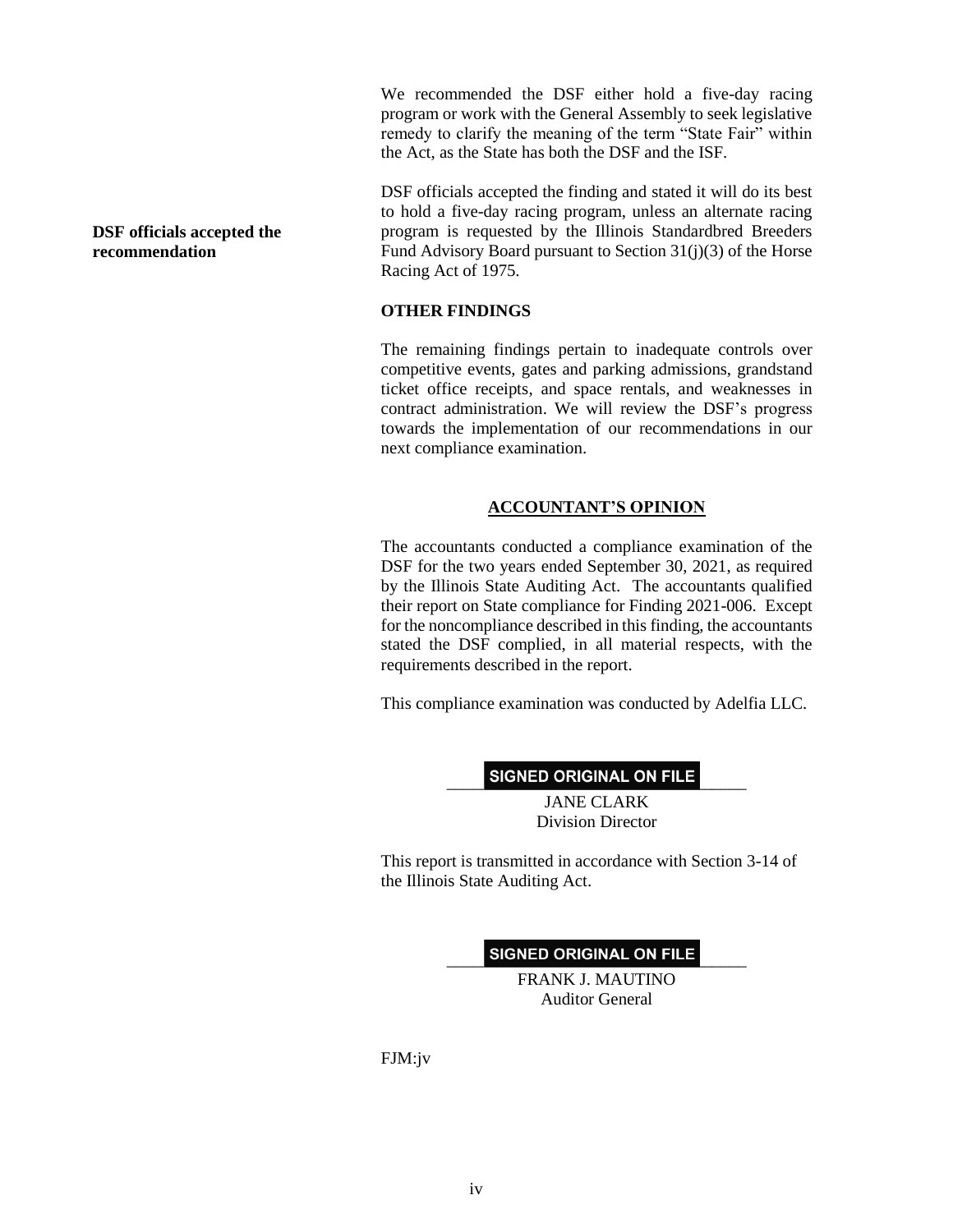We recommended the DSF either hold a five-day racing program or work with the General Assembly to seek legislative remedy to clarify the meaning of the term "State Fair" within the Act, as the State has both the DSF and the ISF.

**DSF officials accepted the recommendation**

DSF officials accepted the finding and stated it will do its best to hold a five-day racing program, unless an alternate racing program is requested by the Illinois Standardbred Breeders Fund Advisory Board pursuant to Section 31(j)(3) of the Horse Racing Act of 1975.

**OTHER FINDINGS**

The remaining findings pertain to inadequate controls over competitive events, gates and parking admissions, grandstand ticket office receipts, and space rentals, and weaknesses in contract administration. We will review the DSF's progress towards the implementation of our recommendations in our next compliance examination.

## ACCOUNTANT'S OPINION

The accountants conducted a compliance examination of the DSF for the two years ended September 30, 2021, as required by the Illinois State Auditing Act. The accountants qualified their report on State compliance for Finding 2021-006. Except for the noncompliance described in this finding, the accountants stated the DSF complied, in all material respects, with the requirements described in the report.

This compliance examination was conducted by Adelfia LLC.

SIGNED ORIGINAL ON FILE

JANE CLARK
Division Director

This report is transmitted in accordance with Section 3-14 of the Illinois State Auditing Act.

SIGNED ORIGINAL ON FILE

FRANK J. MAUTINO
Auditor General

FJM:jv